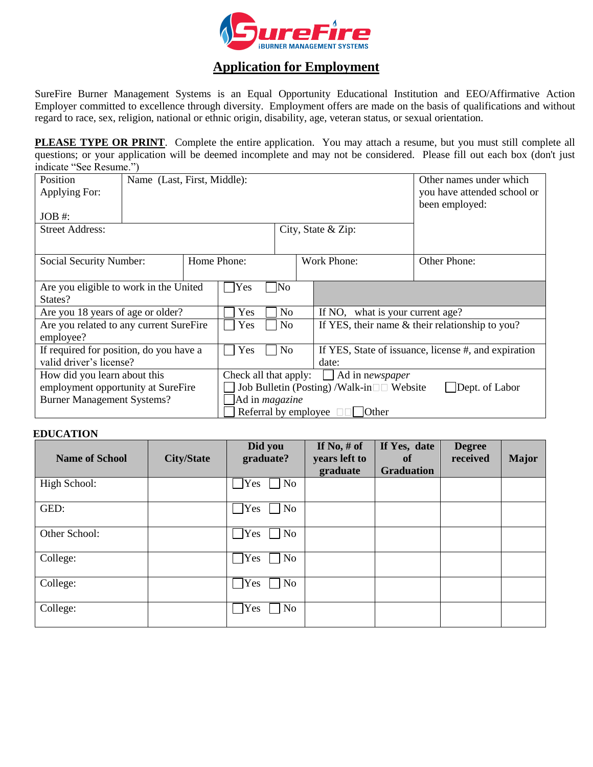# SureFire

BURNER MANAGEMENT SYSTEMS

## Application for Employment

SureFire Burner Management Systems is an Equal Opportunity Educational Institution and EEO/Affirmative Action Employer committed to excellence through diversity. Employment offers are made on the basis of qualifications and without regard to race, sex, religion, national or ethnic origin, disability, age, veteran status, or sexual orientation.

**PLEASE TYPE OR PRINT**. Complete the entire application. You may attach a resume, but you must still complete all questions; or your application will be deemed incomplete and may not be considered. Please fill out each box (don't just indicate "See Resume.")

| Position Applying For:<br><br>JOB #: | Name (Last, First, Middle): | | Other names under which you have attended school or been employed: |
|---|---|---|---|
| Street Address: | | City, State & Zip: | |
| Social Security Number: | Home Phone: | Work Phone: | Other Phone: |

| | | |
|---|---|---|
| Are you eligible to work in the United States? | ☐ Yes ☐ No | |
| Are you 18 years of age or older? | ☐ Yes ☐ No | If NO, what is your current age? |
| Are you related to any current SureFire employee? | ☐ Yes ☐ No | If YES, their name & their relationship to you? |
| If required for position, do you have a valid driver's license? | ☐ Yes ☐ No | If YES, State of issuance, license #, and expiration date: |
| How did you learn about this employment opportunity at SureFire Burner Management Systems? | Check all that apply: ☐ Ad in *newspaper*<br>☐ Job Bulletin (Posting) /Walk-in ☐ Website ☐ Dept. of Labor<br>☐ Ad in *magazine*<br>☐ Referral by employee ☐ Other | |

### EDUCATION

| Name of School | City/State | Did you graduate? | If No, # of years left to graduate | If Yes, date of Graduation | Degree received | Major |
|---|---|---|---|---|---|---|
| High School: | | ☐ Yes ☐ No | | | | |
| GED: | | ☐ Yes ☐ No | | | | |
| Other School: | | ☐ Yes ☐ No | | | | |
| College: | | ☐ Yes ☐ No | | | | |
| College: | | ☐ Yes ☐ No | | | | |
| College: | | ☐ Yes ☐ No | | | | |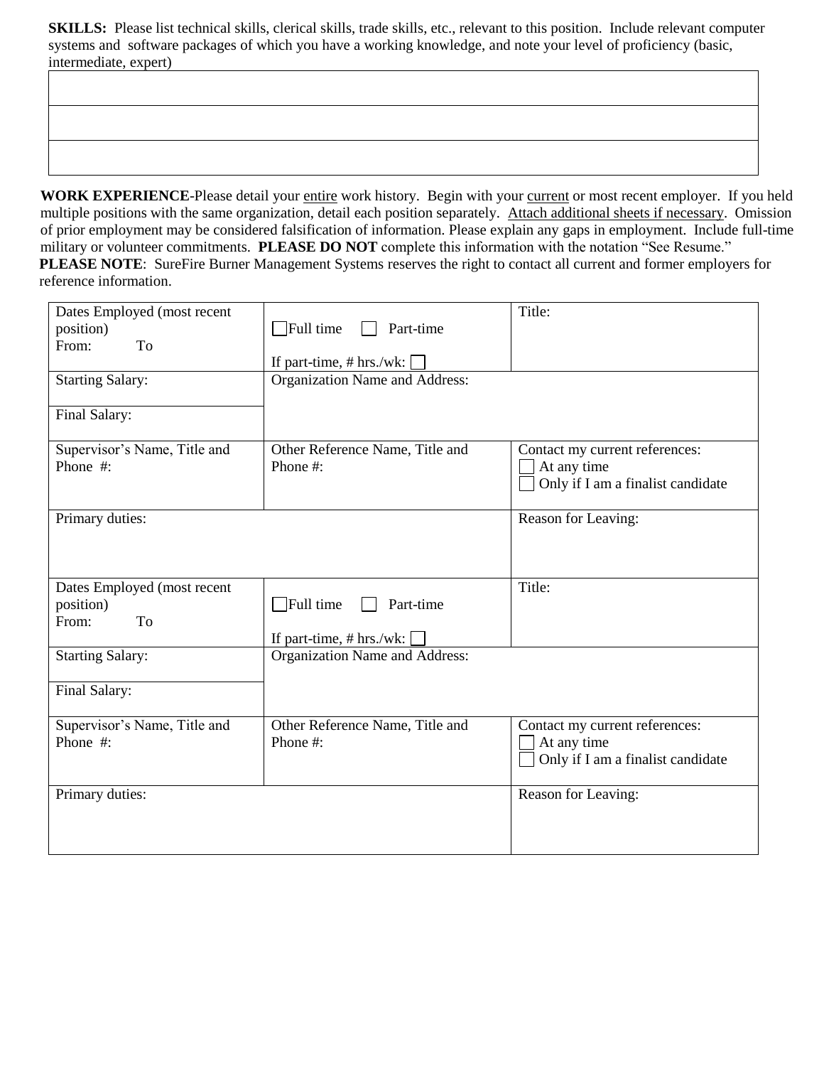**SKILLS:** Please list technical skills, clerical skills, trade skills, etc., relevant to this position. Include relevant computer systems and software packages of which you have a working knowledge, and note your level of proficiency (basic, intermediate, expert)

| |
|---|
| |
| |
| |

**WORK EXPERIENCE**-Please detail your <u>entire</u> work history. Begin with your <u>current</u> or most recent employer. If you held multiple positions with the same organization, detail each position separately. <u>Attach additional sheets if necessary</u>. Omission of prior employment may be considered falsification of information. Please explain any gaps in employment. Include full-time military or volunteer commitments. **PLEASE DO NOT** complete this information with the notation "See Resume."

**PLEASE NOTE**: SureFire Burner Management Systems reserves the right to contact all current and former employers for reference information.

| | | |
|---|---|---|
| Dates Employed (most recent position)<br>From: To | ☐ Full time ☐ Part-time<br><br>If part-time, # hrs./wk: ☐ | Title: |
| Starting Salary:<br><br>Final Salary: | Organization Name and Address: | |
| Supervisor's Name, Title and Phone #: | Other Reference Name, Title and Phone #: | Contact my current references:<br>☐ At any time<br>☐ Only if I am a finalist candidate |
| Primary duties: | | Reason for Leaving: |

| | | |
|---|---|---|
| Dates Employed (most recent position)<br>From: To | ☐ Full time ☐ Part-time<br><br>If part-time, # hrs./wk: ☐ | Title: |
| Starting Salary:<br><br>Final Salary: | Organization Name and Address: | |
| Supervisor's Name, Title and Phone #: | Other Reference Name, Title and Phone #: | Contact my current references:<br>☐ At any time<br>☐ Only if I am a finalist candidate |
| Primary duties: | | Reason for Leaving: |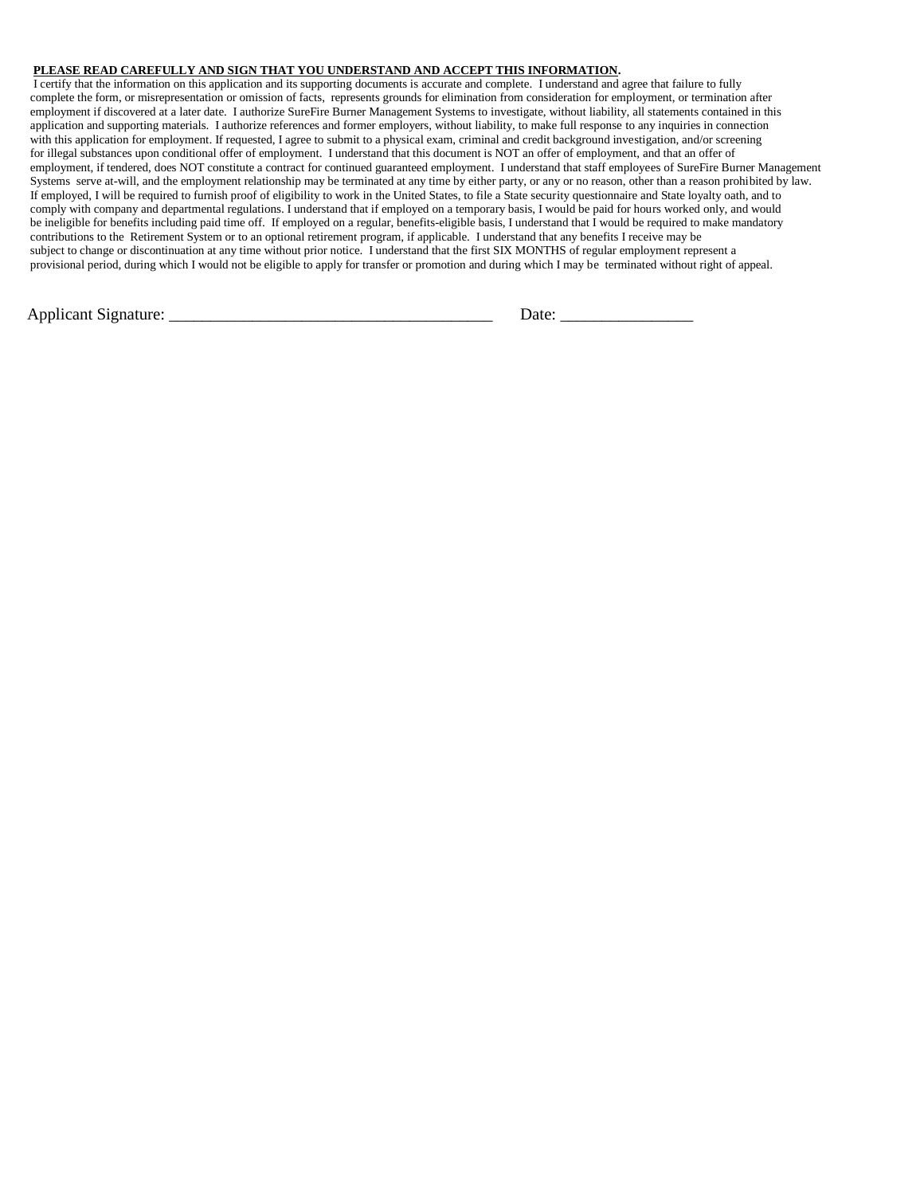**PLEASE READ CAREFULLY AND SIGN THAT YOU UNDERSTAND AND ACCEPT THIS INFORMATION.**

I certify that the information on this application and its supporting documents is accurate and complete. I understand and agree that failure to fully complete the form, or misrepresentation or omission of facts, represents grounds for elimination from consideration for employment, or termination after employment if discovered at a later date. I authorize SureFire Burner Management Systems to investigate, without liability, all statements contained in this application and supporting materials. I authorize references and former employers, without liability, to make full response to any inquiries in connection with this application for employment. If requested, I agree to submit to a physical exam, criminal and credit background investigation, and/or screening for illegal substances upon conditional offer of employment. I understand that this document is NOT an offer of employment, and that an offer of employment, if tendered, does NOT constitute a contract for continued guaranteed employment. I understand that staff employees of SureFire Burner Management Systems serve at-will, and the employment relationship may be terminated at any time by either party, or any or no reason, other than a reason prohibited by law. If employed, I will be required to furnish proof of eligibility to work in the United States, to file a State security questionnaire and State loyalty oath, and to comply with company and departmental regulations. I understand that if employed on a temporary basis, I would be paid for hours worked only, and would be ineligible for benefits including paid time off. If employed on a regular, benefits-eligible basis, I understand that I would be required to make mandatory contributions to the Retirement System or to an optional retirement program, if applicable. I understand that any benefits I receive may be subject to change or discontinuation at any time without prior notice. I understand that the first SIX MONTHS of regular employment represent a provisional period, during which I would not be eligible to apply for transfer or promotion and during which I may be terminated without right of appeal.

Applicant Signature: _________________________________________ Date: ________________